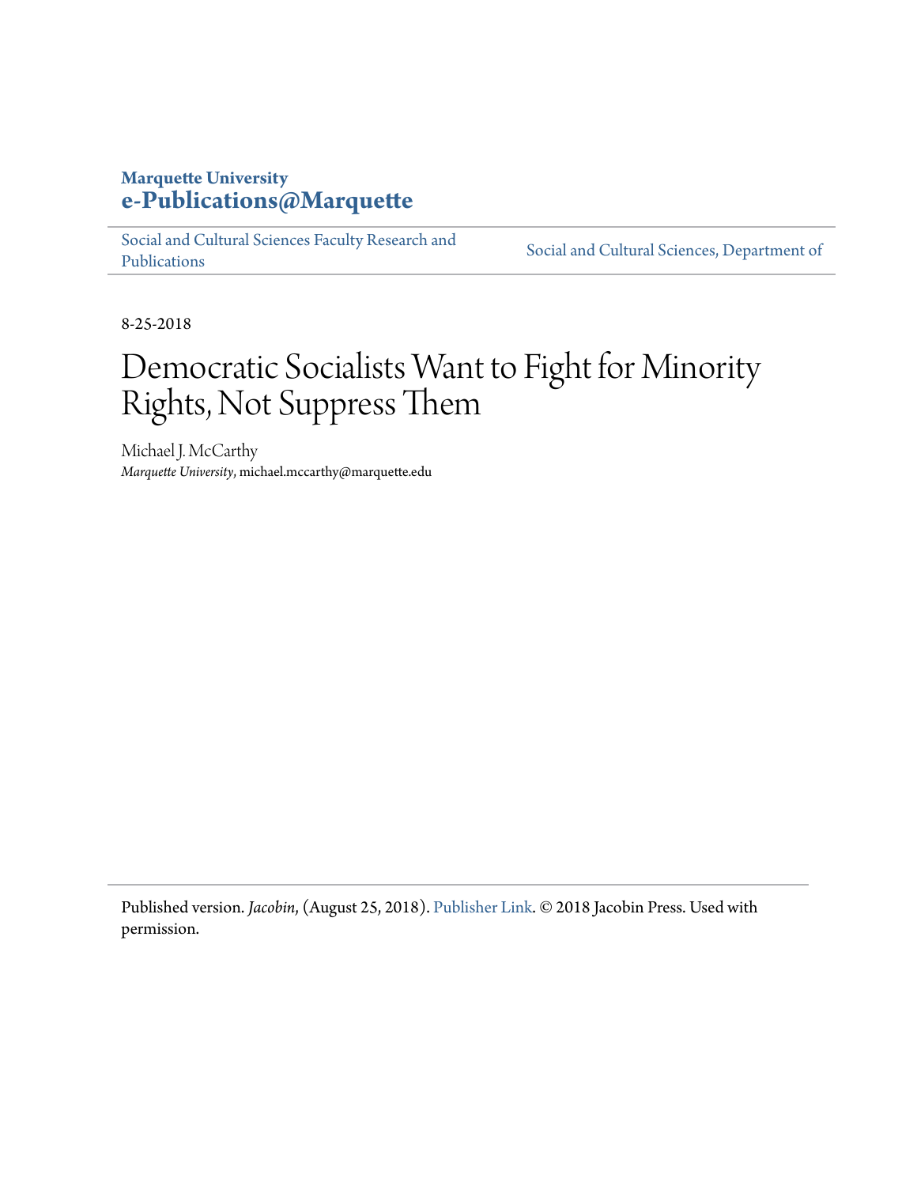Marquette University
**e-Publications@Marquette**

Social and Cultural Sciences Faculty Research and Publications | Social and Cultural Sciences, Department of

8-25-2018

# Democratic Socialists Want to Fight for Minority Rights, Not Suppress Them

Michael J. McCarthy
*Marquette University*, michael.mccarthy@marquette.edu

Published version. *Jacobin*, (August 25, 2018). Publisher Link. © 2018 Jacobin Press. Used with permission.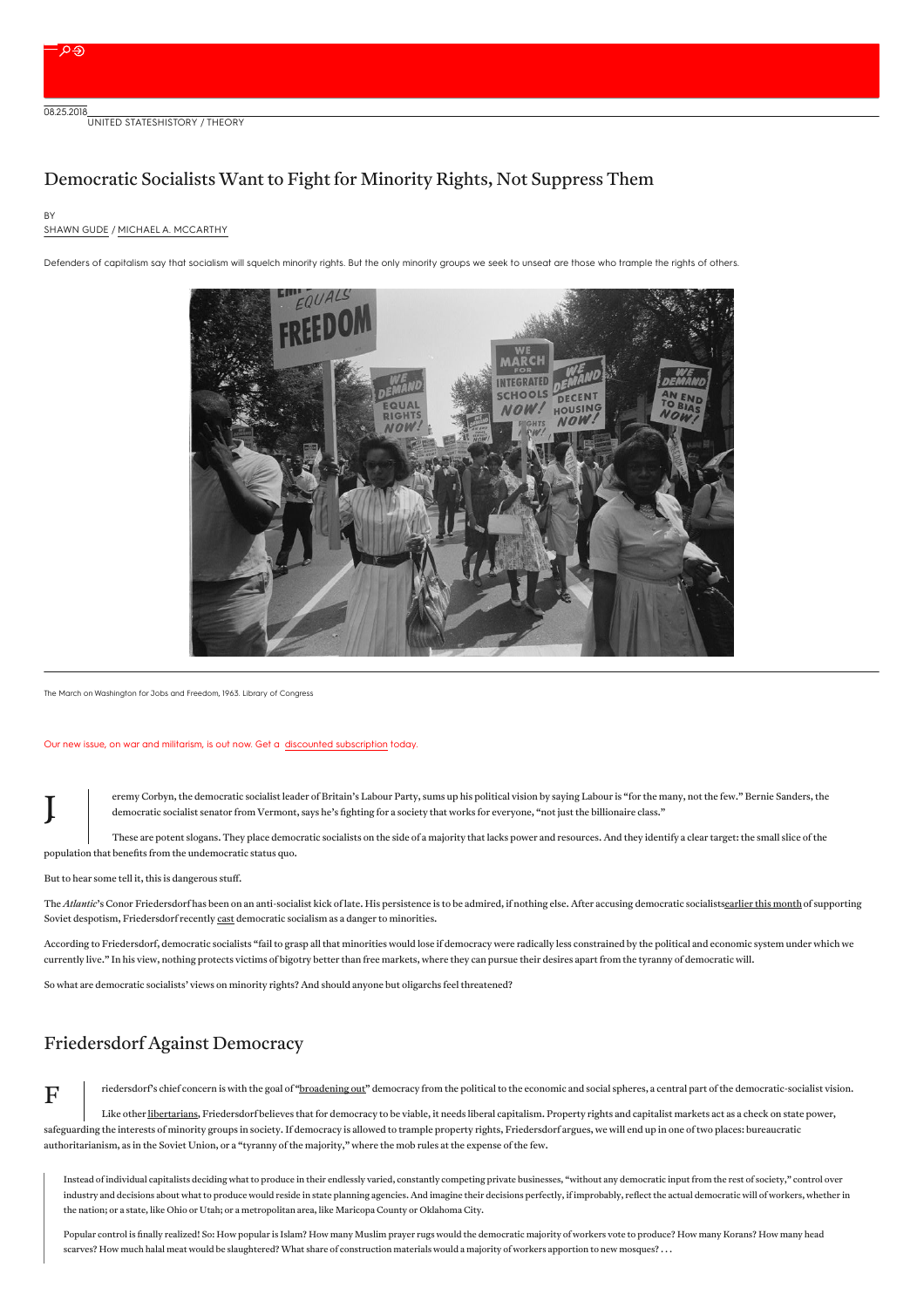08.25.2018
UNITED STATES HISTORY / THEORY

# Democratic Socialists Want to Fight for Minority Rights, Not Suppress Them

BY
SHAWN GUDE / MICHAEL A. MCCARTHY

Defenders of capitalism say that socialism will squelch minority rights. But the only minority groups we seek to unseat are those who trample the rights of others.

The March on Washington for Jobs and Freedom, 1963. Library of Congress

Our new issue, on war and militarism, is out now. Get a discounted subscription today.

Jeremy Corbyn, the democratic socialist leader of Britain's Labour Party, sums up his political vision by saying Labour is "for the many, not the few." Bernie Sanders, the democratic socialist senator from Vermont, says he's fighting for a society that works for everyone, "not just the billionaire class."

These are potent slogans. They place democratic socialists on the side of a majority that lacks power and resources. And they identify a clear target: the small slice of the population that benefits from the undemocratic status quo.

But to hear some tell it, this is dangerous stuff.

The *Atlantic*'s Conor Friedersdorf has been on an anti-socialist kick of late. His persistence is to be admired, if nothing else. After accusing democratic socialists earlier this month of supporting Soviet despotism, Friedersdorf recently cast democratic socialism as a danger to minorities.

According to Friedersdorf, democratic socialists "fail to grasp all that minorities would lose if democracy were radically less constrained by the political and economic system under which we currently live." In his view, nothing protects victims of bigotry better than free markets, where they can pursue their desires apart from the tyranny of democratic will.

So what are democratic socialists' views on minority rights? And should anyone but oligarchs feel threatened?

## Friedersdorf Against Democracy

Friedersdorf's chief concern is with the goal of "broadening out" democracy from the political to the economic and social spheres, a central part of the democratic-socialist vision.

Like other libertarians, Friedersdorf believes that for democracy to be viable, it needs liberal capitalism. Property rights and capitalist markets act as a check on state power, safeguarding the interests of minority groups in society. If democracy is allowed to trample property rights, Friedersdorf argues, we will end up in one of two places: bureaucratic authoritarianism, as in the Soviet Union, or a "tyranny of the majority," where the mob rules at the expense of the few.

> Instead of individual capitalists deciding what to produce in their endlessly varied, constantly competing private businesses, "without any democratic input from the rest of society," control over industry and decisions about what to produce would reside in state planning agencies. And imagine their decisions perfectly, if improbably, reflect the actual democratic will of workers, whether in the nation; or a state, like Ohio or Utah; or a metropolitan area, like Maricopa County or Oklahoma City.
>
> Popular control is finally realized! So: How popular is Islam? How many Muslim prayer rugs would the democratic majority of workers vote to produce? How many Korans? How many head scarves? How much halal meat would be slaughtered? What share of construction materials would a majority of workers apportion to new mosques? . . .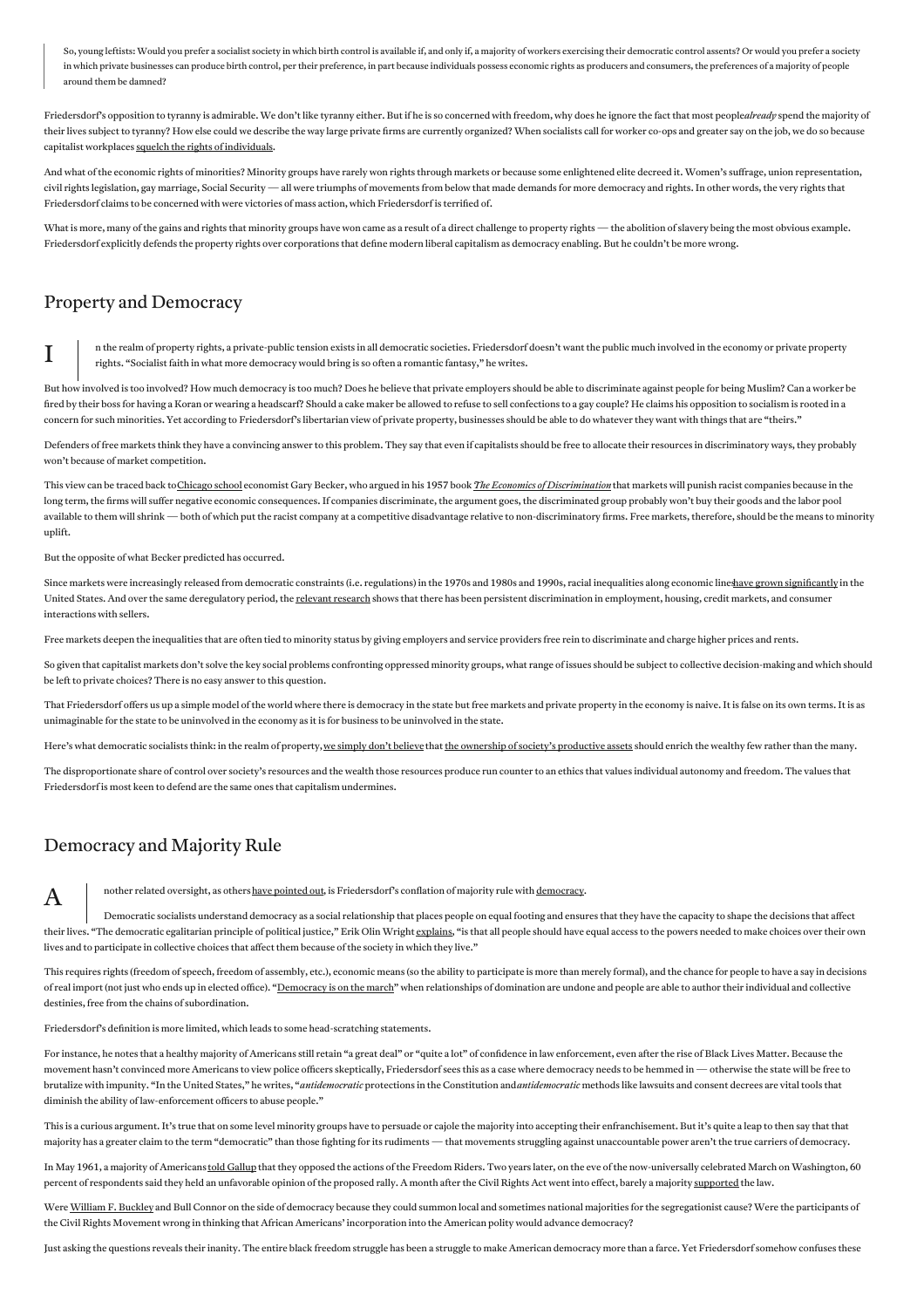> So, young leftists: Would you prefer a socialist society in which birth control is available if, and only if, a majority of workers exercising their democratic control assents? Or would you prefer a society in which private businesses can produce birth control, per their preference, in part because individuals possess economic rights as producers and consumers, the preferences of a majority of people around them be damned?

Friedersdorf's opposition to tyranny is admirable. We don't like tyranny either. But if he is so concerned with freedom, why does he ignore the fact that most people *already* spend the majority of their lives subject to tyranny? How else could we describe the way large private firms are currently organized? When socialists call for worker co-ops and greater say on the job, we do so because capitalist workplaces squelch the rights of individuals.

And what of the economic rights of minorities? Minority groups have rarely won rights through markets or because some enlightened elite decreed it. Women's suffrage, union representation, civil rights legislation, gay marriage, Social Security — all were triumphs of movements from below that made demands for more democracy and rights. In other words, the very rights that Friedersdorf claims to be concerned with were victories of mass action, which Friedersdorf is terrified of.

What is more, many of the gains and rights that minority groups have won came as a result of a direct challenge to property rights — the abolition of slavery being the most obvious example. Friedersdorf explicitly defends the property rights over corporations that define modern liberal capitalism as democracy enabling. But he couldn't be more wrong.

## Property and Democracy

In the realm of property rights, a private-public tension exists in all democratic societies. Friedersdorf doesn't want the public much involved in the economy or private property rights. "Socialist faith in what more democracy would bring is so often a romantic fantasy," he writes.

But how involved is too involved? How much democracy is too much? Does he believe that private employers should be able to discriminate against people for being Muslim? Can a worker be fired by their boss for having a Koran or wearing a headscarf? Should a cake maker be allowed to refuse to sell confections to a gay couple? He claims his opposition to socialism is rooted in a concern for such minorities. Yet according to Friedersdorf's libertarian view of private property, businesses should be able to do whatever they want with things that are "theirs."

Defenders of free markets think they have a convincing answer to this problem. They say that even if capitalists should be free to allocate their resources in discriminatory ways, they probably won't because of market competition.

This view can be traced back to Chicago school economist Gary Becker, who argued in his 1957 book *The Economics of Discrimination* that markets will punish racist companies because in the long term, the firms will suffer negative economic consequences. If companies discriminate, the argument goes, the discriminated group probably won't buy their goods and the labor pool available to them will shrink — both of which put the racist company at a competitive disadvantage relative to non-discriminatory firms. Free markets, therefore, should be the means to minority uplift.

But the opposite of what Becker predicted has occurred.

Since markets were increasingly released from democratic constraints (i.e. regulations) in the 1970s and 1980s and 1990s, racial inequalities along economic lines have grown significantly in the United States. And over the same deregulatory period, the relevant research shows that there has been persistent discrimination in employment, housing, credit markets, and consumer interactions with sellers.

Free markets deepen the inequalities that are often tied to minority status by giving employers and service providers free rein to discriminate and charge higher prices and rents.

So given that capitalist markets don't solve the key social problems confronting oppressed minority groups, what range of issues should be subject to collective decision-making and which should be left to private choices? There is no easy answer to this question.

That Friedersdorf offers us up a simple model of the world where there is democracy in the state but free markets and private property in the economy is naive. It is false on its own terms. It is as unimaginable for the state to be uninvolved in the economy as it is for business to be uninvolved in the state.

Here's what democratic socialists think: in the realm of property, we simply don't believe that the ownership of society's productive assets should enrich the wealthy few rather than the many.

The disproportionate share of control over society's resources and the wealth those resources produce run counter to an ethics that values individual autonomy and freedom. The values that Friedersdorf is most keen to defend are the same ones that capitalism undermines.

## Democracy and Majority Rule

Another related oversight, as others have pointed out, is Friedersdorf's conflation of majority rule with democracy.

Democratic socialists understand democracy as a social relationship that places people on equal footing and ensures that they have the capacity to shape the decisions that affect their lives. "The democratic egalitarian principle of political justice," Erik Olin Wright explains, "is that all people should have equal access to the powers needed to make choices over their own lives and to participate in collective choices that affect them because of the society in which they live."

This requires rights (freedom of speech, freedom of assembly, etc.), economic means (so the ability to participate is more than merely formal), and the chance for people to have a say in decisions of real import (not just who ends up in elected office). "Democracy is on the march" when relationships of domination are undone and people are able to author their individual and collective destinies, free from the chains of subordination.

Friedersdorf's definition is more limited, which leads to some head-scratching statements.

For instance, he notes that a healthy majority of Americans still retain "a great deal" or "quite a lot" of confidence in law enforcement, even after the rise of Black Lives Matter. Because the movement hasn't convinced more Americans to view police officers skeptically, Friedersdorf sees this as a case where democracy needs to be hemmed in — otherwise the state will be free to brutalize with impunity. "In the United States," he writes, "*antidemocratic* protections in the Constitution and *antidemocratic* methods like lawsuits and consent decrees are vital tools that diminish the ability of law-enforcement officers to abuse people."

This is a curious argument. It's true that on some level minority groups have to persuade or cajole the majority into accepting their enfranchisement. But it's quite a leap to then say that that majority has a greater claim to the term "democratic" than those fighting for its rudiments — that movements struggling against unaccountable power aren't the true carriers of democracy.

In May 1961, a majority of Americans told Gallup that they opposed the actions of the Freedom Riders. Two years later, on the eve of the now-universally celebrated March on Washington, 60 percent of respondents said they held an unfavorable opinion of the proposed rally. A month after the Civil Rights Act went into effect, barely a majority supported the law.

Were William F. Buckley and Bull Connor on the side of democracy because they could summon local and sometimes national majorities for the segregationist cause? Were the participants of the Civil Rights Movement wrong in thinking that African Americans' incorporation into the American polity would advance democracy?

Just asking the questions reveals their inanity. The entire black freedom struggle has been a struggle to make American democracy more than a farce. Yet Friedersdorf somehow confuses these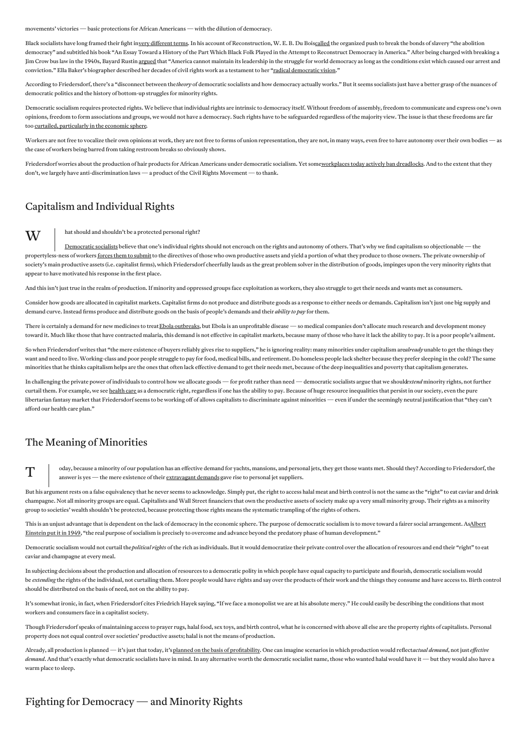movements' victories — basic protections for African Americans — with the dilution of democracy.

Black socialists have long framed their fight in very different terms. In his account of Reconstruction, W. E. B. Du Bois called the organized push to break the bonds of slavery "the abolition democracy" and subtitled his book "An Essay Toward a History of the Part Which Black Folk Played in the Attempt to Reconstruct Democracy in America." After being charged with breaking a Jim Crow bus law in the 1940s, Bayard Rustin argued that "America cannot maintain its leadership in the struggle for world democracy as long as the conditions exist which caused our arrest and conviction." Ella Baker's biographer described her decades of civil rights work as a testament to her "radical democratic vision."

According to Friedersdorf, there's a "disconnect between the *theory* of democratic socialists and how democracy actually works." But it seems socialists just have a better grasp of the nuances of democratic politics and the history of bottom-up struggles for minority rights.

Democratic socialism requires protected rights. We believe that individual rights are intrinsic to democracy itself. Without freedom of assembly, freedom to communicate and express one's own opinions, freedom to form associations and groups, we would not have a democracy. Such rights have to be safeguarded regardless of the majority view. The issue is that these freedoms are far too curtailed, particularly in the economic sphere.

Workers are not free to vocalize their own opinions at work, they are not free to forms of union representation, they are not, in many ways, even free to have autonomy over their own bodies — as the case of workers being barred from taking restroom breaks so obviously shows.

Friedersdorf worries about the production of hair products for African Americans under democratic socialism. Yet some workplaces today actively ban dreadlocks. And to the extent that they don't, we largely have anti-discrimination laws — a product of the Civil Rights Movement — to thank.

## Capitalism and Individual Rights

What should and shouldn't be a protected personal right?

Democratic socialists believe that one's individual rights should not encroach on the rights and autonomy of others. That's why we find capitalism so objectionable — the propertyless-ness of workers forces them to submit to the directives of those who own productive assets and yield a portion of what they produce to those owners. The private ownership of society's main productive assets (i.e. capitalist firms), which Friedersdorf cheerfully lauds as the great problem solver in the distribution of goods, impinges upon the very minority rights that appear to have motivated his response in the first place.

And this isn't just true in the realm of production. If minority and oppressed groups face exploitation as workers, they also struggle to get their needs and wants met as consumers.

Consider how goods are allocated in capitalist markets. Capitalist firms do not produce and distribute goods as a response to either needs or demands. Capitalism isn't just one big supply and demand curve. Instead firms produce and distribute goods on the basis of people's demands and their *ability to pay* for them.

There is certainly a demand for new medicines to treat Ebola outbreaks, but Ebola is an unprofitable disease — so medical companies don't allocate much research and development money toward it. Much like those that have contracted malaria, this demand is not effective in capitalist markets, because many of those who have it lack the ability to pay. It is a poor people's ailment.

So when Friedersdorf writes that "the mere existence of buyers reliably gives rise to suppliers," he is ignoring reality: many minorities under capitalism are *already* unable to get the things they want and need to live. Working-class and poor people struggle to pay for food, medical bills, and retirement. Do homeless people lack shelter because they prefer sleeping in the cold? The same minorities that he thinks capitalism helps are the ones that often lack effective demand to get their needs met, because of the deep inequalities and poverty that capitalism generates.

In challenging the private power of individuals to control how we allocate goods — for profit rather than need — democratic socialists argue that we should *extend* minority rights, not further curtail them. For example, we see health care as a democratic right, regardless if one has the ability to pay. Because of huge resource inequalities that persist in our society, even the pure libertarian fantasy market that Friedersdorf seems to be working off of allows capitalists to discriminate against minorities — even if under the seemingly neutral justification that "they can't afford our health care plan."

## The Meaning of Minorities

Today, because a minority of our population has an effective demand for yachts, mansions, and personal jets, they get those wants met. Should they? According to Friedersdorf, the answer is yes — the mere existence of their extravagant demands gave rise to personal jet suppliers.

But his argument rests on a false equivalency that he never seems to acknowledge. Simply put, the right to access halal meat and birth control is not the same as the "right" to eat caviar and drink champagne. Not all minority groups are equal. Capitalists and Wall Street financiers that own the productive assets of society make up a very small minority group. Their rights as a minority group to societies' wealth shouldn't be protected, because protecting those rights means the systematic trampling of the rights of others.

This is an unjust advantage that is dependent on the lack of democracy in the economic sphere. The purpose of democratic socialism is to move toward a fairer social arrangement. As Albert Einstein put it in 1949, "the real purpose of socialism is precisely to overcome and advance beyond the predatory phase of human development."

Democratic socialism would not curtail the *political rights* of the rich as individuals. But it would democratize their private control over the allocation of resources and end their "right" to eat caviar and champagne at every meal.

In subjecting decisions about the production and allocation of resources to a democratic polity in which people have equal capacity to participate and flourish, democratic socialism would be *extending* the rights of the individual, not curtailing them. More people would have rights and say over the products of their work and the things they consume and have access to. Birth control should be distributed on the basis of need, not on the ability to pay.

It's somewhat ironic, in fact, when Friedersdorf cites Friedrich Hayek saying, "If we face a monopolist we are at his absolute mercy." He could easily be describing the conditions that most workers and consumers face in a capitalist society.

Though Friedersdorf speaks of maintaining access to prayer rugs, halal food, sex toys, and birth control, what he is concerned with above all else are the property rights of capitalists. Personal property does not equal control over societies' productive assets; halal is not the means of production.

Already, all production is planned — it's just that today, it's planned on the basis of profitability. One can imagine scenarios in which production would reflect *actual demand*, not just *effective demand*. And that's exactly what democratic socialists have in mind. In any alternative worth the democratic socialist name, those who wanted halal would have it — but they would also have a warm place to sleep.

## Fighting for Democracy — and Minority Rights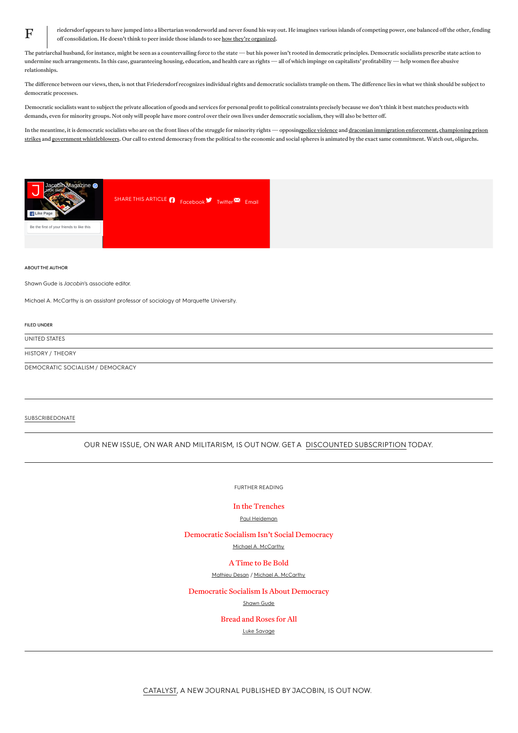Friedersdorf appears to have jumped into a libertarian wonderworld and never found his way out. He imagines various islands of competing power, one balanced off the other, fending off consolidation. He doesn't think to peer inside those islands to see how they're organized.

The patriarchal husband, for instance, might be seen as a countervailing force to the state — but his power isn't rooted in democratic principles. Democratic socialists prescribe state action to undermine such arrangements. In this case, guaranteeing housing, education, and health care as rights — all of which impinge on capitalists' profitability — help women flee abusive relationships.

The difference between our views, then, is not that Friedersdorf recognizes individual rights and democratic socialists trample on them. The difference lies in what we think should be subject to democratic processes.

Democratic socialists want to subject the private allocation of goods and services for personal profit to political constraints precisely because we don't think it best matches products with demands, even for minority groups. Not only will people have more control over their own lives under democratic socialism, they will also be better off.

In the meantime, it is democratic socialists who are on the front lines of the struggle for minority rights — opposingpolice violence and draconian immigration enforcement, championing prison strikes and government whistleblowers. Our call to extend democracy from the political to the economic and social spheres is animated by the exact same commitment. Watch out, oligarchs.

SHARE THIS ARTICLE Facebook Twitter Email

ABOUT THE AUTHOR

Shawn Gude is *Jacobin*'s associate editor.

Michael A. McCarthy is an assistant professor of sociology at Marquette University.

FILED UNDER

UNITED STATES

HISTORY / THEORY

DEMOCRATIC SOCIALISM / DEMOCRACY

SUBSCRIBEDONATE

OUR NEW ISSUE, ON WAR AND MILITARISM, IS OUT NOW. GET A DISCOUNTED SUBSCRIPTION TODAY.

FURTHER READING

In the Trenches
Paul Heideman

Democratic Socialism Isn't Social Democracy
Michael A. McCarthy

A Time to Be Bold
Mathieu Desan / Michael A. McCarthy

Democratic Socialism Is About Democracy
Shawn Gude

Bread and Roses for All
Luke Savage

CATALYST, A NEW JOURNAL PUBLISHED BY JACOBIN, IS OUT NOW.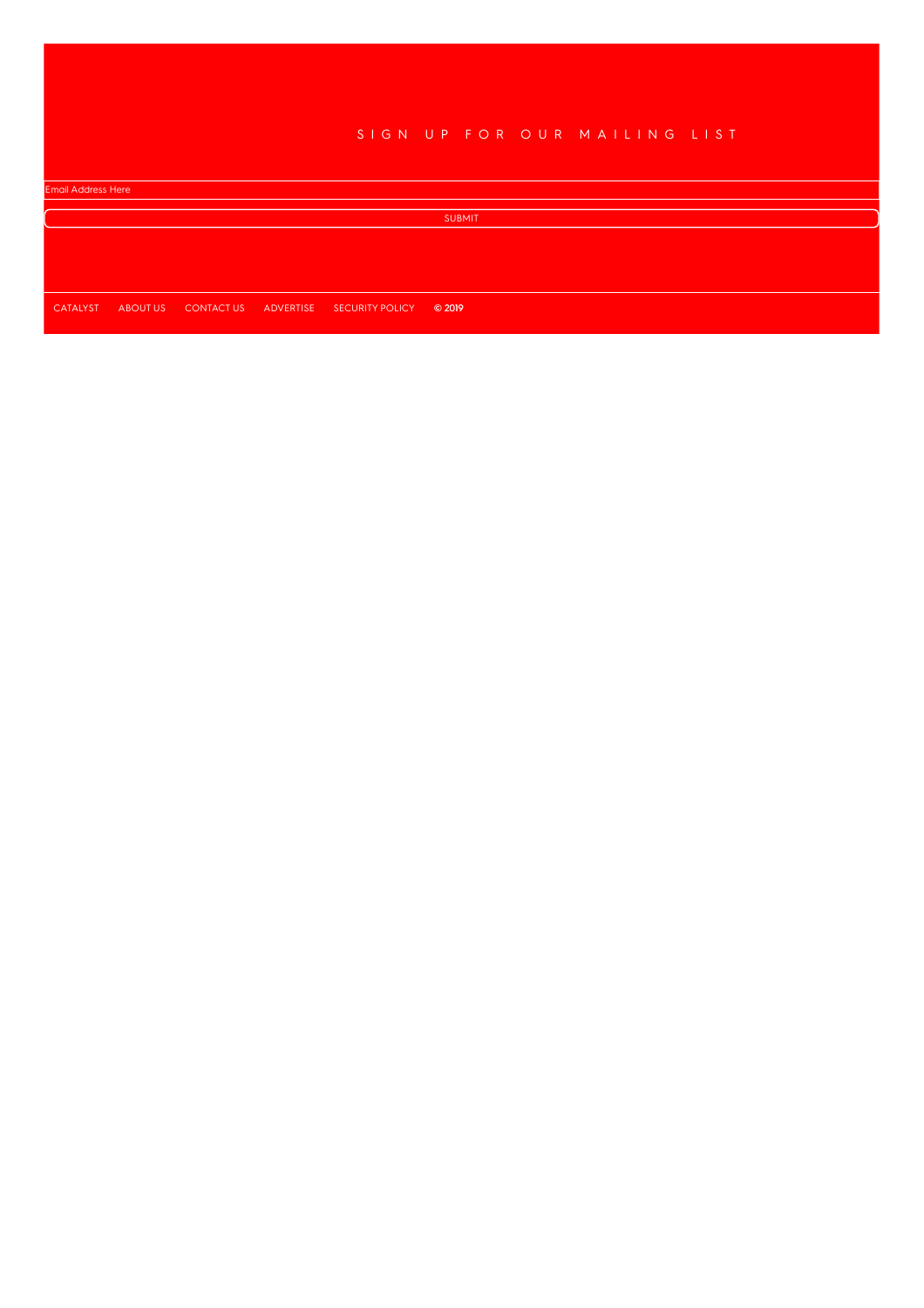SIGN UP FOR OUR MAILING LIST

Email Address Here

SUBMIT

CATALYST ABOUT US CONTACT US ADVERTISE SECURITY POLICY **© 2019**